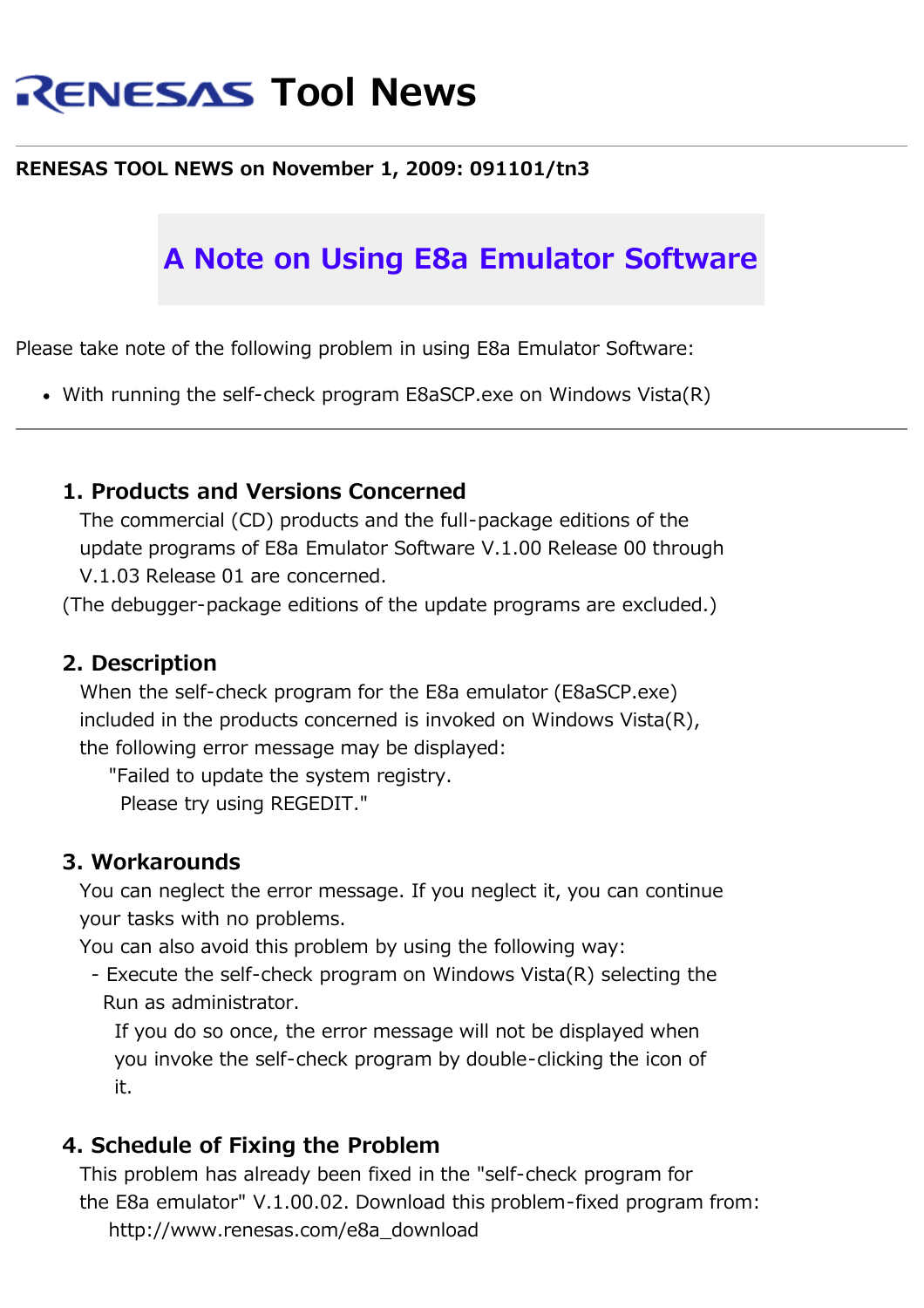# RENESAS Tool News

**RENESAS TOOL NEWS on November 1, 2009: 091101/tn3**

## A Note on Using E8a Emulator Software

Please take note of the following problem in using E8a Emulator Software:

- With running the self-check program E8aSCP.exe on Windows Vista(R)

---

### 1. Products and Versions Concerned

The commercial (CD) products and the full-package editions of the update programs of E8a Emulator Software V.1.00 Release 00 through V.1.03 Release 01 are concerned.
(The debugger-package editions of the update programs are excluded.)

### 2. Description

When the self-check program for the E8a emulator (E8aSCP.exe) included in the products concerned is invoked on Windows Vista(R), the following error message may be displayed:

"Failed to update the system registry.
Please try using REGEDIT."

### 3. Workarounds

You can neglect the error message. If you neglect it, you can continue your tasks with no problems.
You can also avoid this problem by using the following way:

- Execute the self-check program on Windows Vista(R) selecting the Run as administrator.
  If you do so once, the error message will not be displayed when you invoke the self-check program by double-clicking the icon of it.

### 4. Schedule of Fixing the Problem

This problem has already been fixed in the "self-check program for the E8a emulator" V.1.00.02. Download this problem-fixed program from:
http://www.renesas.com/e8a_download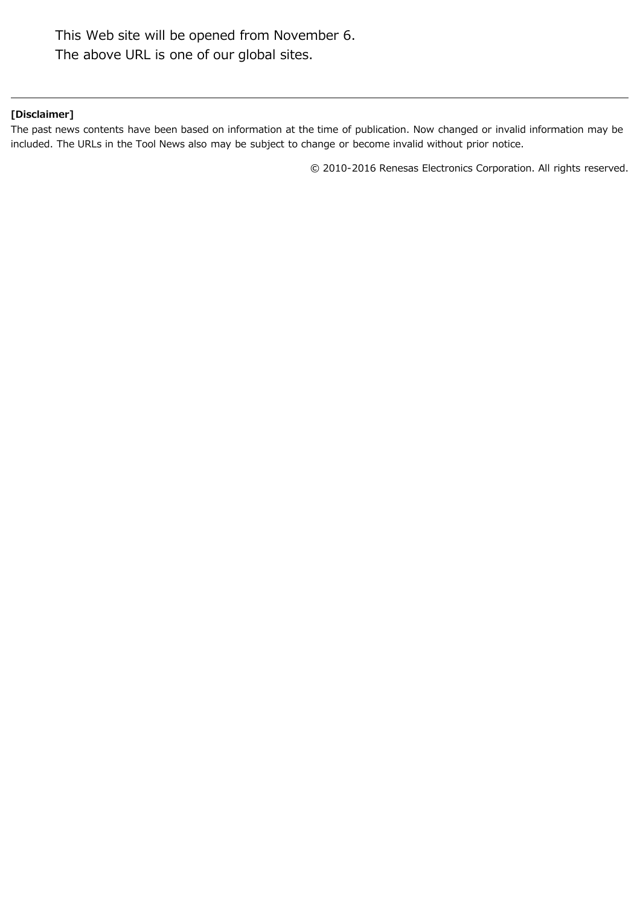This Web site will be opened from November 6.
The above URL is one of our global sites.

---

**[Disclaimer]**

The past news contents have been based on information at the time of publication. Now changed or invalid information may be included. The URLs in the Tool News also may be subject to change or become invalid without prior notice.

© 2010-2016 Renesas Electronics Corporation. All rights reserved.